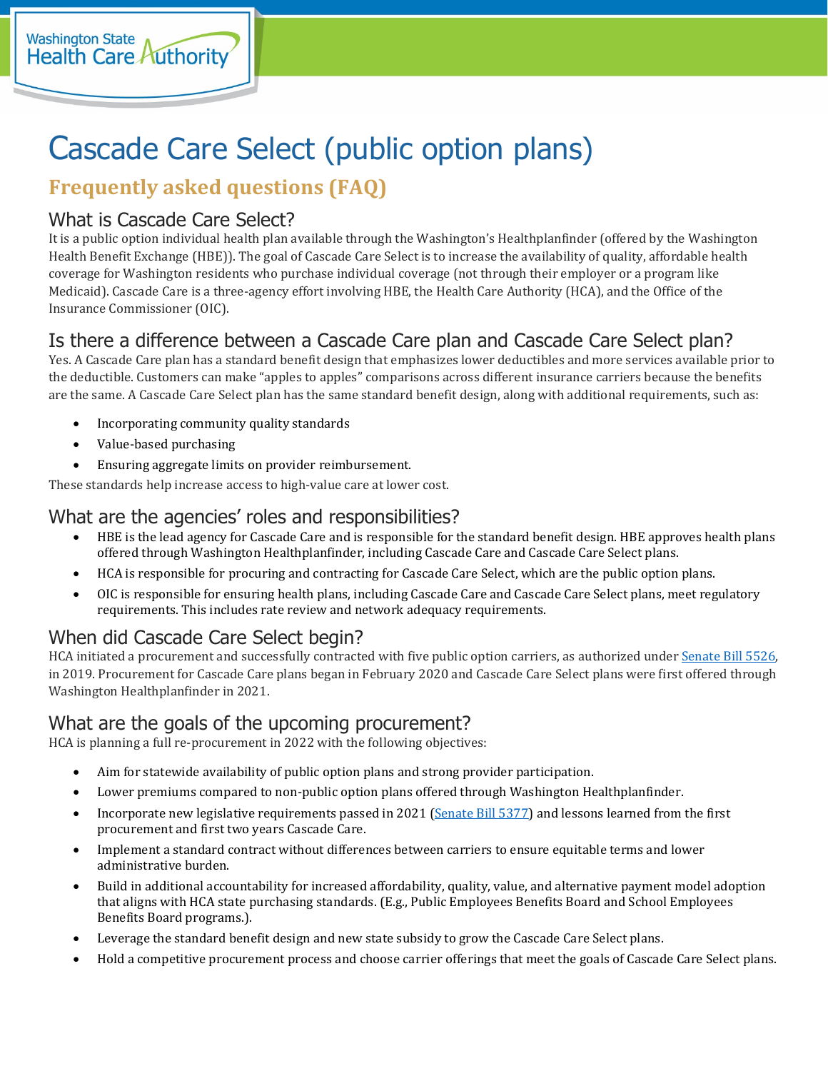# Cascade Care Select (public option plans)

## Frequently asked questions (FAQ)

### What is Cascade Care Select?

It is a public option individual health plan available through the Washington's Healthplanfinder (offered by the Washington Health Benefit Exchange (HBE)). The goal of Cascade Care Select is to increase the availability of quality, affordable health coverage for Washington residents who purchase individual coverage (not through their employer or a program like Medicaid). Cascade Care is a three-agency effort involving HBE, the Health Care Authority (HCA), and the Office of the Insurance Commissioner (OIC).

### Is there a difference between a Cascade Care plan and Cascade Care Select plan?

Yes. A Cascade Care plan has a standard benefit design that emphasizes lower deductibles and more services available prior to the deductible. Customers can make "apples to apples" comparisons across different insurance carriers because the benefits are the same. A Cascade Care Select plan has the same standard benefit design, along with additional requirements, such as:

- Incorporating community quality standards
- Value-based purchasing
- Ensuring aggregate limits on provider reimbursement.

These standards help increase access to high-value care at lower cost.

### What are the agencies' roles and responsibilities?

- HBE is the lead agency for Cascade Care and is responsible for the standard benefit design. HBE approves health plans offered through Washington Healthplanfinder, including Cascade Care and Cascade Care Select plans.
- HCA is responsible for procuring and contracting for Cascade Care Select, which are the public option plans.
- OIC is responsible for ensuring health plans, including Cascade Care and Cascade Care Select plans, meet regulatory requirements. This includes rate review and network adequacy requirements.

### When did Cascade Care Select begin?

HCA initiated a procurement and successfully contracted with five public option carriers, as authorized under Senate Bill 5526, in 2019. Procurement for Cascade Care plans began in February 2020 and Cascade Care Select plans were first offered through Washington Healthplanfinder in 2021.

### What are the goals of the upcoming procurement?

HCA is planning a full re-procurement in 2022 with the following objectives:

- Aim for statewide availability of public option plans and strong provider participation.
- Lower premiums compared to non-public option plans offered through Washington Healthplanfinder.
- Incorporate new legislative requirements passed in 2021 (Senate Bill 5377) and lessons learned from the first procurement and first two years Cascade Care.
- Implement a standard contract without differences between carriers to ensure equitable terms and lower administrative burden.
- Build in additional accountability for increased affordability, quality, value, and alternative payment model adoption that aligns with HCA state purchasing standards. (E.g., Public Employees Benefits Board and School Employees Benefits Board programs.).
- Leverage the standard benefit design and new state subsidy to grow the Cascade Care Select plans.
- Hold a competitive procurement process and choose carrier offerings that meet the goals of Cascade Care Select plans.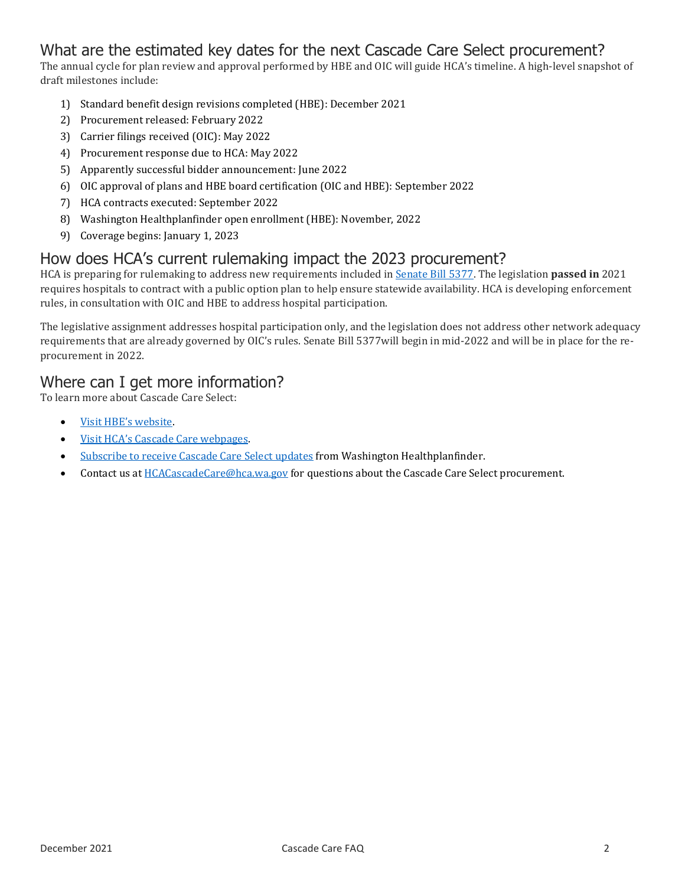## What are the estimated key dates for the next Cascade Care Select procurement?

The annual cycle for plan review and approval performed by HBE and OIC will guide HCA's timeline. A high-level snapshot of draft milestones include:

1) Standard benefit design revisions completed (HBE): December 2021
2) Procurement released: February 2022
3) Carrier filings received (OIC): May 2022
4) Procurement response due to HCA: May 2022
5) Apparently successful bidder announcement: June 2022
6) OIC approval of plans and HBE board certification (OIC and HBE): September 2022
7) HCA contracts executed: September 2022
8) Washington Healthplanfinder open enrollment (HBE): November, 2022
9) Coverage begins: January 1, 2023

## How does HCA's current rulemaking impact the 2023 procurement?

HCA is preparing for rulemaking to address new requirements included in [Senate Bill 5377](). The legislation **passed in** 2021 requires hospitals to contract with a public option plan to help ensure statewide availability. HCA is developing enforcement rules, in consultation with OIC and HBE to address hospital participation.

The legislative assignment addresses hospital participation only, and the legislation does not address other network adequacy requirements that are already governed by OIC's rules. Senate Bill 5377will begin in mid-2022 and will be in place for the re-procurement in 2022.

## Where can I get more information?

To learn more about Cascade Care Select:

- [Visit HBE's website]().
- [Visit HCA's Cascade Care webpages]().
- [Subscribe to receive Cascade Care Select updates]() from Washington Healthplanfinder.
- Contact us at [HCACascadeCare@hca.wa.gov](mailto:HCACascadeCare@hca.wa.gov) for questions about the Cascade Care Select procurement.